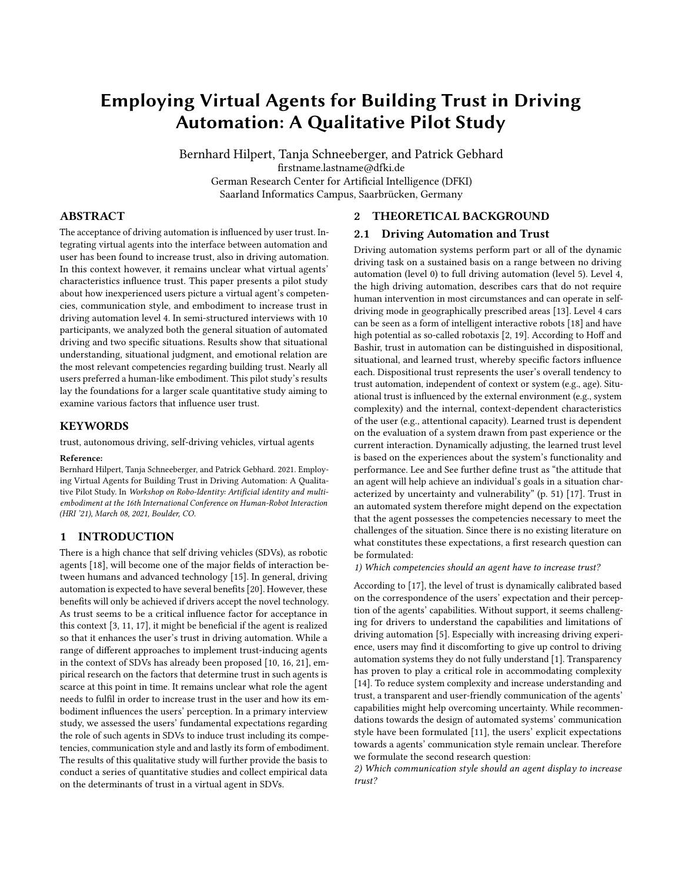# Employing Virtual Agents for Building Trust in Driving Automation: A Qualitative Pilot Study

Bernhard Hilpert, Tanja Schneeberger, and Patrick Gebhard
firstname.lastname@dfki.de
German Research Center for Artificial Intelligence (DFKI)
Saarland Informatics Campus, Saarbrücken, Germany

## ABSTRACT

The acceptance of driving automation is influenced by user trust. Integrating virtual agents into the interface between automation and user has been found to increase trust, also in driving automation. In this context however, it remains unclear what virtual agents' characteristics influence trust. This paper presents a pilot study about how inexperienced users picture a virtual agent's competencies, communication style, and embodiment to increase trust in driving automation level 4. In semi-structured interviews with 10 participants, we analyzed both the general situation of automated driving and two specific situations. Results show that situational understanding, situational judgment, and emotional relation are the most relevant competencies regarding building trust. Nearly all users preferred a human-like embodiment. This pilot study's results lay the foundations for a larger scale quantitative study aiming to examine various factors that influence user trust.

## KEYWORDS

trust, autonomous driving, self-driving vehicles, virtual agents

**Reference:**

Bernhard Hilpert, Tanja Schneeberger, and Patrick Gebhard. 2021. Employing Virtual Agents for Building Trust in Driving Automation: A Qualitative Pilot Study. In *Workshop on Robo-Identity: Artificial identity and multi-embodiment at the 16th International Conference on Human-Robot Interaction (HRI '21), March 08, 2021, Boulder, CO.*

## 1 INTRODUCTION

There is a high chance that self driving vehicles (SDVs), as robotic agents [18], will become one of the major fields of interaction between humans and advanced technology [15]. In general, driving automation is expected to have several benefits [20]. However, these benefits will only be achieved if drivers accept the novel technology. As trust seems to be a critical influence factor for acceptance in this context [3, 11, 17], it might be beneficial if the agent is realized so that it enhances the user's trust in driving automation. While a range of different approaches to implement trust-inducing agents in the context of SDVs has already been proposed [10, 16, 21], empirical research on the factors that determine trust in such agents is scarce at this point in time. It remains unclear what role the agent needs to fulfil in order to increase trust in the user and how its embodiment influences the users' perception. In a primary interview study, we assessed the users' fundamental expectations regarding the role of such agents in SDVs to induce trust including its competencies, communication style and and lastly its form of embodiment. The results of this qualitative study will further provide the basis to conduct a series of quantitative studies and collect empirical data on the determinants of trust in a virtual agent in SDVs.

## 2 THEORETICAL BACKGROUND

### 2.1 Driving Automation and Trust

Driving automation systems perform part or all of the dynamic driving task on a sustained basis on a range between no driving automation (level 0) to full driving automation (level 5). Level 4, the high driving automation, describes cars that do not require human intervention in most circumstances and can operate in self-driving mode in geographically prescribed areas [13]. Level 4 cars can be seen as a form of intelligent interactive robots [18] and have high potential as so-called robotaxis [2, 19]. According to Hoff and Bashir, trust in automation can be distinguished in dispositional, situational, and learned trust, whereby specific factors influence each. Dispositional trust represents the user's overall tendency to trust automation, independent of context or system (e.g., age). Situational trust is influenced by the external environment (e.g., system complexity) and the internal, context-dependent characteristics of the user (e.g., attentional capacity). Learned trust is dependent on the evaluation of a system drawn from past experience or the current interaction. Dynamically adjusting, the learned trust level is based on the experiences about the system's functionality and performance. Lee and See further define trust as "the attitude that an agent will help achieve an individual's goals in a situation characterized by uncertainty and vulnerability" (p. 51) [17]. Trust in an automated system therefore might depend on the expectation that the agent possesses the competencies necessary to meet the challenges of the situation. Since there is no existing literature on what constitutes these expectations, a first research question can be formulated:

*1) Which competencies should an agent have to increase trust?*

According to [17], the level of trust is dynamically calibrated based on the correspondence of the users' expectation and their perception of the agents' capabilities. Without support, it seems challenging for drivers to understand the capabilities and limitations of driving automation [5]. Especially with increasing driving experience, users may find it discomforting to give up control to driving automation systems they do not fully understand [1]. Transparency has proven to play a critical role in accommodating complexity [14]. To reduce system complexity and increase understanding and trust, a transparent and user-friendly communication of the agents' capabilities might help overcoming uncertainty. While recommendations towards the design of automated systems' communication style have been formulated [11], the users' explicit expectations towards a agents' communication style remain unclear. Therefore we formulate the second research question:

*2) Which communication style should an agent display to increase trust?*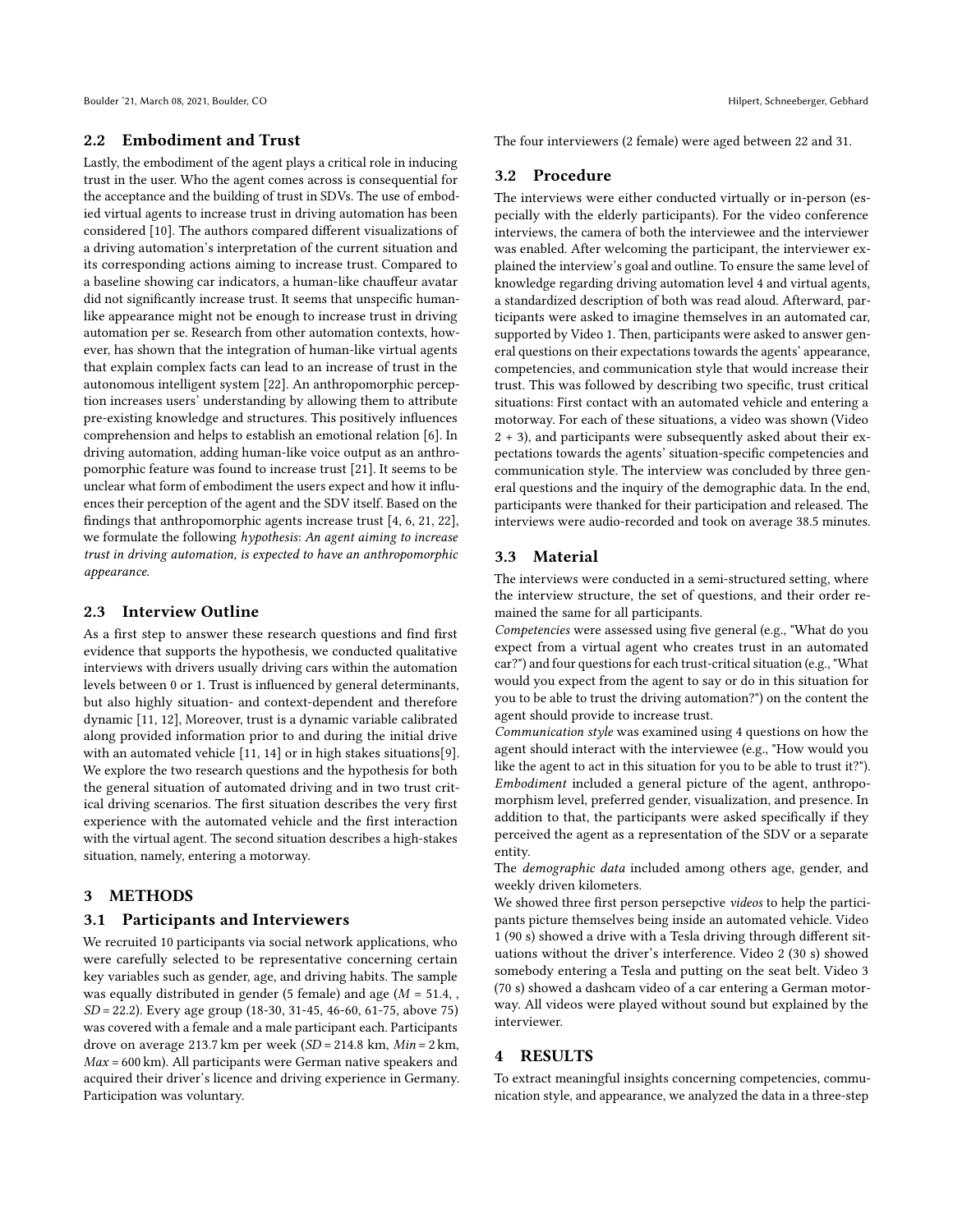### 2.2 Embodiment and Trust

Lastly, the embodiment of the agent plays a critical role in inducing trust in the user. Who the agent comes across is consequential for the acceptance and the building of trust in SDVs. The use of embodied virtual agents to increase trust in driving automation has been considered [10]. The authors compared different visualizations of a driving automation's interpretation of the current situation and its corresponding actions aiming to increase trust. Compared to a baseline showing car indicators, a human-like chauffeur avatar did not significantly increase trust. It seems that unspecific human-like appearance might not be enough to increase trust in driving automation per se. Research from other automation contexts, however, has shown that the integration of human-like virtual agents that explain complex facts can lead to an increase of trust in the autonomous intelligent system [22]. An anthropomorphic perception increases users' understanding by allowing them to attribute pre-existing knowledge and structures. This positively influences comprehension and helps to establish an emotional relation [6]. In driving automation, adding human-like voice output as an anthropomorphic feature was found to increase trust [21]. It seems to be unclear what form of embodiment the users expect and how it influences their perception of the agent and the SDV itself. Based on the findings that anthropomorphic agents increase trust [4, 6, 21, 22], we formulate the following *hypothesis*: *An agent aiming to increase trust in driving automation, is expected to have an anthropomorphic appearance.*

### 2.3 Interview Outline

As a first step to answer these research questions and find first evidence that supports the hypothesis, we conducted qualitative interviews with drivers usually driving cars within the automation levels between 0 or 1. Trust is influenced by general determinants, but also highly situation- and context-dependent and therefore dynamic [11, 12], Moreover, trust is a dynamic variable calibrated along provided information prior to and during the initial drive with an automated vehicle [11, 14] or in high stakes situations[9]. We explore the two research questions and the hypothesis for both the general situation of automated driving and in two trust critical driving scenarios. The first situation describes the very first experience with the automated vehicle and the first interaction with the virtual agent. The second situation describes a high-stakes situation, namely, entering a motorway.

## 3 METHODS

### 3.1 Participants and Interviewers

We recruited 10 participants via social network applications, who were carefully selected to be representative concerning certain key variables such as gender, age, and driving habits. The sample was equally distributed in gender (5 female) and age ($M$ = 51.4, , $SD$ = 22.2). Every age group (18-30, 31-45, 46-60, 61-75, above 75) was covered with a female and a male participant each. Participants drove on average 213.7 km per week ($SD$ = 214.8 km, $Min$ = 2 km, $Max$ = 600 km). All participants were German native speakers and acquired their driver's licence and driving experience in Germany. Participation was voluntary.

The four interviewers (2 female) were aged between 22 and 31.

### 3.2 Procedure

The interviews were either conducted virtually or in-person (especially with the elderly participants). For the video conference interviews, the camera of both the interviewee and the interviewer was enabled. After welcoming the participant, the interviewer explained the interview's goal and outline. To ensure the same level of knowledge regarding driving automation level 4 and virtual agents, a standardized description of both was read aloud. Afterward, participants were asked to imagine themselves in an automated car, supported by Video 1. Then, participants were asked to answer general questions on their expectations towards the agents' appearance, competencies, and communication style that would increase their trust. This was followed by describing two specific, trust critical situations: First contact with an automated vehicle and entering a motorway. For each of these situations, a video was shown (Video 2 + 3), and participants were subsequently asked about their expectations towards the agents' situation-specific competencies and communication style. The interview was concluded by three general questions and the inquiry of the demographic data. In the end, participants were thanked for their participation and released. The interviews were audio-recorded and took on average 38.5 minutes.

### 3.3 Material

The interviews were conducted in a semi-structured setting, where the interview structure, the set of questions, and their order remained the same for all participants.

*Competencies* were assessed using five general (e.g., "What do you expect from a virtual agent who creates trust in an automated car?") and four questions for each trust-critical situation (e.g., "What would you expect from the agent to say or do in this situation for you to be able to trust the driving automation?") on the content the agent should provide to increase trust.

*Communication style* was examined using 4 questions on how the agent should interact with the interviewee (e.g., "How would you like the agent to act in this situation for you to be able to trust it?").

*Embodiment* included a general picture of the agent, anthropomorphism level, preferred gender, visualization, and presence. In addition to that, the participants were asked specifically if they perceived the agent as a representation of the SDV or a separate entity.

The *demographic data* included among others age, gender, and weekly driven kilometers.

We showed three first person persepctive *videos* to help the participants picture themselves being inside an automated vehicle. Video 1 (90 s) showed a drive with a Tesla driving through different situations without the driver's interference. Video 2 (30 s) showed somebody entering a Tesla and putting on the seat belt. Video 3 (70 s) showed a dashcam video of a car entering a German motorway. All videos were played without sound but explained by the interviewer.

## 4 RESULTS

To extract meaningful insights concerning competencies, communication style, and appearance, we analyzed the data in a three-step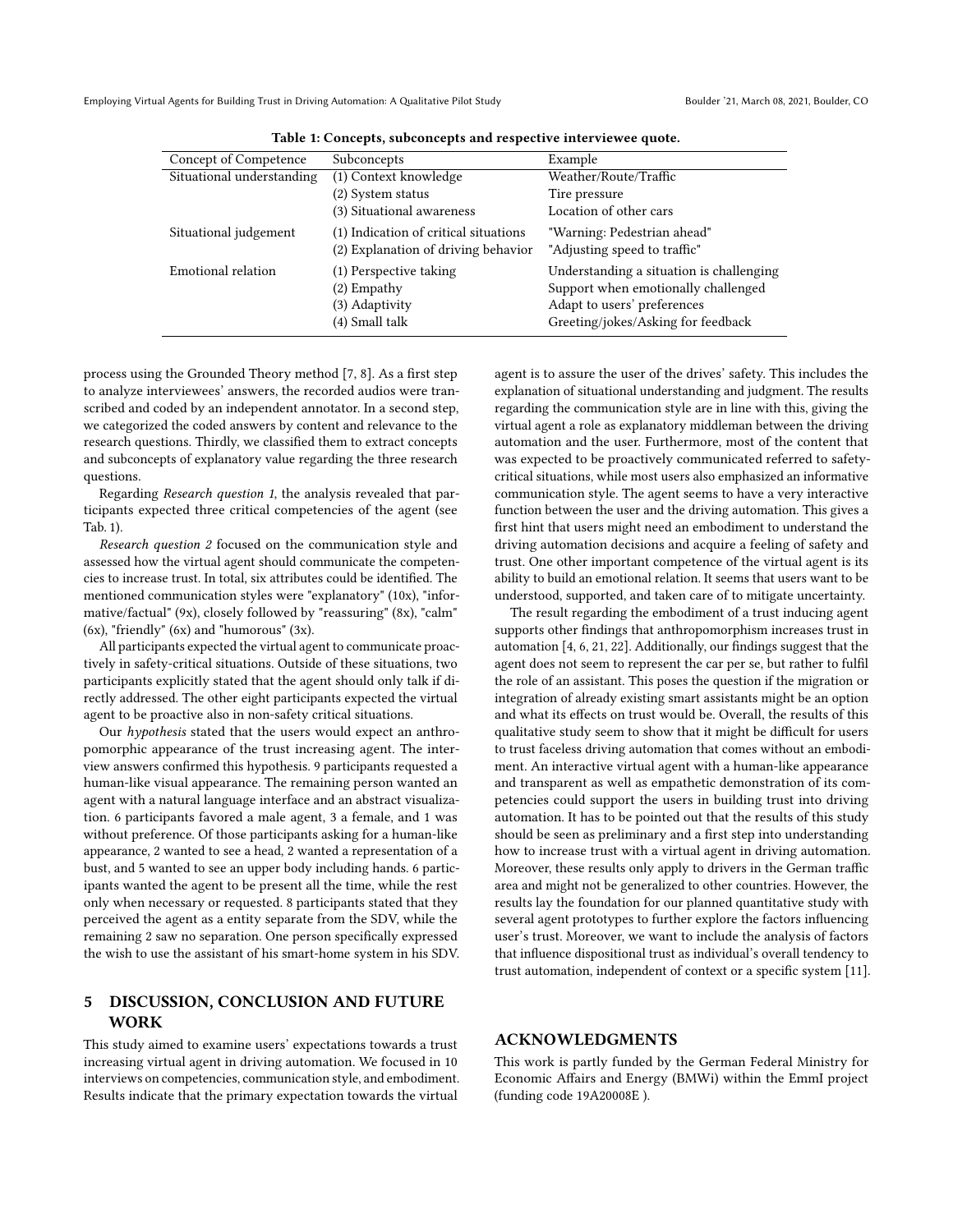Table 1: Concepts, subconcepts and respective interviewee quote.

| Concept of Competence | Subconcepts | Example |
| --- | --- | --- |
| Situational understanding | (1) Context knowledge | Weather/Route/Traffic |
| | (2) System status | Tire pressure |
| | (3) Situational awareness | Location of other cars |
| Situational judgement | (1) Indication of critical situations | "Warning: Pedestrian ahead" |
| | (2) Explanation of driving behavior | "Adjusting speed to traffic" |
| Emotional relation | (1) Perspective taking | Understanding a situation is challenging |
| | (2) Empathy | Support when emotionally challenged |
| | (3) Adaptivity | Adapt to users' preferences |
| | (4) Small talk | Greeting/jokes/Asking for feedback |

process using the Grounded Theory method [7, 8]. As a first step to analyze interviewees' answers, the recorded audios were transcribed and coded by an independent annotator. In a second step, we categorized the coded answers by content and relevance to the research questions. Thirdly, we classified them to extract concepts and subconcepts of explanatory value regarding the three research questions.

Regarding *Research question 1*, the analysis revealed that participants expected three critical competencies of the agent (see Tab. 1).

*Research question 2* focused on the communication style and assessed how the virtual agent should communicate the competencies to increase trust. In total, six attributes could be identified. The mentioned communication styles were "explanatory" (10x), "informative/factual" (9x), closely followed by "reassuring" (8x), "calm" (6x), "friendly" (6x) and "humorous" (3x).

All participants expected the virtual agent to communicate proactively in safety-critical situations. Outside of these situations, two participants explicitly stated that the agent should only talk if directly addressed. The other eight participants expected the virtual agent to be proactive also in non-safety critical situations.

Our *hypothesis* stated that the users would expect an anthropomorphic appearance of the trust increasing agent. The interview answers confirmed this hypothesis. 9 participants requested a human-like visual appearance. The remaining person wanted an agent with a natural language interface and an abstract visualization. 6 participants favored a male agent, 3 a female, and 1 was without preference. Of those participants asking for a human-like appearance, 2 wanted to see a head, 2 wanted a representation of a bust, and 5 wanted to see an upper body including hands. 6 participants wanted the agent to be present all the time, while the rest only when necessary or requested. 8 participants stated that they perceived the agent as a entity separate from the SDV, while the remaining 2 saw no separation. One person specifically expressed the wish to use the assistant of his smart-home system in his SDV.

## 5 DISCUSSION, CONCLUSION AND FUTURE WORK

This study aimed to examine users' expectations towards a trust increasing virtual agent in driving automation. We focused in 10 interviews on competencies, communication style, and embodiment. Results indicate that the primary expectation towards the virtual agent is to assure the user of the drives' safety. This includes the explanation of situational understanding and judgment. The results regarding the communication style are in line with this, giving the virtual agent a role as explanatory middleman between the driving automation and the user. Furthermore, most of the content that was expected to be proactively communicated referred to safety-critical situations, while most users also emphasized an informative communication style. The agent seems to have a very interactive function between the user and the driving automation. This gives a first hint that users might need an embodiment to understand the driving automation decisions and acquire a feeling of safety and trust. One other important competence of the virtual agent is its ability to build an emotional relation. It seems that users want to be understood, supported, and taken care of to mitigate uncertainty.

The result regarding the embodiment of a trust inducing agent supports other findings that anthropomorphism increases trust in automation [4, 6, 21, 22]. Additionally, our findings suggest that the agent does not seem to represent the car per se, but rather to fulfil the role of an assistant. This poses the question if the migration or integration of already existing smart assistants might be an option and what its effects on trust would be. Overall, the results of this qualitative study seem to show that it might be difficult for users to trust faceless driving automation that comes without an embodiment. An interactive virtual agent with a human-like appearance and transparent as well as empathetic demonstration of its competencies could support the users in building trust into driving automation. It has to be pointed out that the results of this study should be seen as preliminary and a first step into understanding how to increase trust with a virtual agent in driving automation. Moreover, these results only apply to drivers in the German traffic area and might not be generalized to other countries. However, the results lay the foundation for our planned quantitative study with several agent prototypes to further explore the factors influencing user's trust. Moreover, we want to include the analysis of factors that influence dispositional trust as individual's overall tendency to trust automation, independent of context or a specific system [11].

## ACKNOWLEDGMENTS

This work is partly funded by the German Federal Ministry for Economic Affairs and Energy (BMWi) within the EmmI project (funding code 19A20008E ).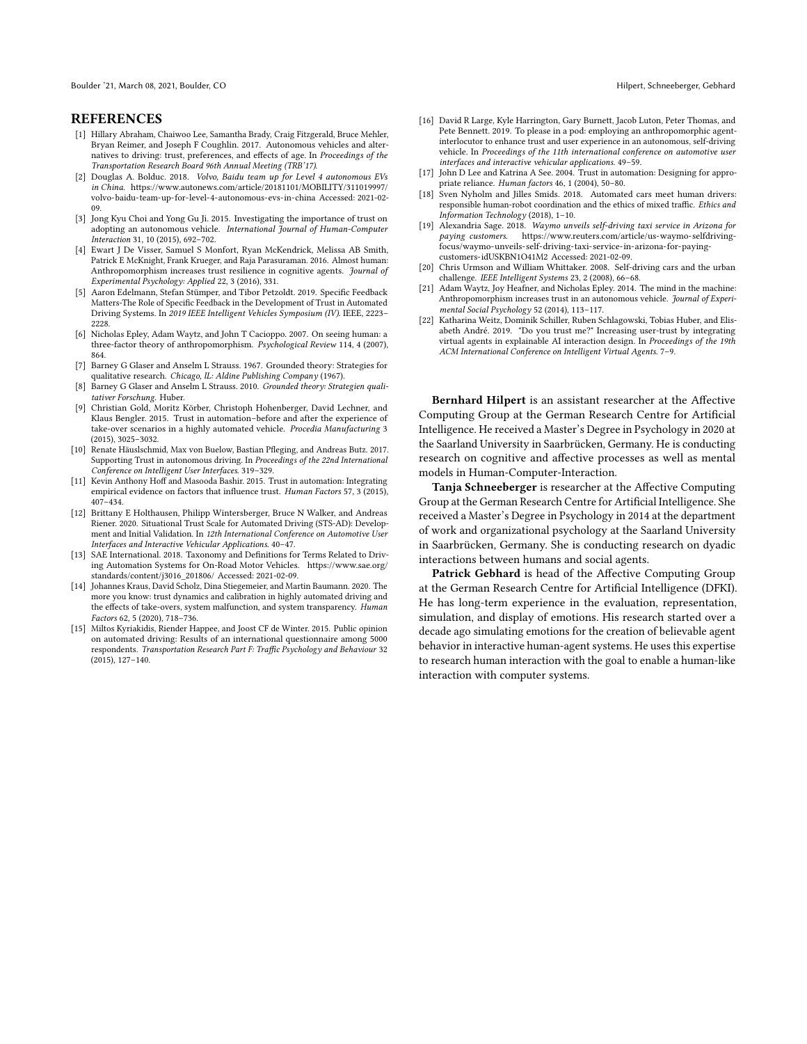## REFERENCES

[1] Hillary Abraham, Chaiwoo Lee, Samantha Brady, Craig Fitzgerald, Bruce Mehler, Bryan Reimer, and Joseph F Coughlin. 2017. Autonomous vehicles and alternatives to driving: trust, preferences, and effects of age. In *Proceedings of the Transportation Research Board 96th Annual Meeting (TRB'17)*.

[2] Douglas A. Bolduc. 2018. *Volvo, Baidu team up for Level 4 autonomous EVs in China*. https://www.autonews.com/article/20181101/MOBILITY/311019997/volvo-baidu-team-up-for-level-4-autonomous-evs-in-china Accessed: 2021-02-09.

[3] Jong Kyu Choi and Yong Gu Ji. 2015. Investigating the importance of trust on adopting an autonomous vehicle. *International Journal of Human-Computer Interaction* 31, 10 (2015), 692–702.

[4] Ewart J De Visser, Samuel S Monfort, Ryan McKendrick, Melissa AB Smith, Patrick E McKnight, Frank Krueger, and Raja Parasuraman. 2016. Almost human: Anthropomorphism increases trust resilience in cognitive agents. *Journal of Experimental Psychology: Applied* 22, 3 (2016), 331.

[5] Aaron Edelmann, Stefan Stümper, and Tibor Petzoldt. 2019. Specific Feedback Matters-The Role of Specific Feedback in the Development of Trust in Automated Driving Systems. In *2019 IEEE Intelligent Vehicles Symposium (IV)*. IEEE, 2223–2228.

[6] Nicholas Epley, Adam Waytz, and John T Cacioppo. 2007. On seeing human: a three-factor theory of anthropomorphism. *Psychological Review* 114, 4 (2007), 864.

[7] Barney G Glaser and Anselm L Strauss. 1967. Grounded theory: Strategies for qualitative research. *Chicago, IL: Aldine Publishing Company* (1967).

[8] Barney G Glaser and Anselm L Strauss. 2010. *Grounded theory: Strategien qualitativer Forschung*. Huber.

[9] Christian Gold, Moritz Körber, Christoph Hohenberger, David Lechner, and Klaus Bengler. 2015. Trust in automation–before and after the experience of take-over scenarios in a highly automated vehicle. *Procedia Manufacturing* 3 (2015), 3025–3032.

[10] Renate Häuslschmid, Max von Buelow, Bastian Pfleging, and Andreas Butz. 2017. Supporting Trust in autonomous driving. In *Proceedings of the 22nd International Conference on Intelligent User Interfaces*. 319–329.

[11] Kevin Anthony Hoff and Masooda Bashir. 2015. Trust in automation: Integrating empirical evidence on factors that influence trust. *Human Factors* 57, 3 (2015), 407–434.

[12] Brittany E Holthausen, Philipp Wintersberger, Bruce N Walker, and Andreas Riener. 2020. Situational Trust Scale for Automated Driving (STS-AD): Development and Initial Validation. In *12th International Conference on Automotive User Interfaces and Interactive Vehicular Applications*. 40–47.

[13] SAE International. 2018. Taxonomy and Definitions for Terms Related to Driving Automation Systems for On-Road Motor Vehicles. https://www.sae.org/standards/content/j3016_201806/ Accessed: 2021-02-09.

[14] Johannes Kraus, David Scholz, Dina Stiegemeier, and Martin Baumann. 2020. The more you know: trust dynamics and calibration in highly automated driving and the effects of take-overs, system malfunction, and system transparency. *Human Factors* 62, 5 (2020), 718–736.

[15] Miltos Kyriakidis, Riender Happee, and Joost CF de Winter. 2015. Public opinion on automated driving: Results of an international questionnaire among 5000 respondents. *Transportation Research Part F: Traffic Psychology and Behaviour* 32 (2015), 127–140.

[16] David R Large, Kyle Harrington, Gary Burnett, Jacob Luton, Peter Thomas, and Pete Bennett. 2019. To please in a pod: employing an anthropomorphic agent-interlocutor to enhance trust and user experience in an autonomous, self-driving vehicle. In *Proceedings of the 11th international conference on automotive user interfaces and interactive vehicular applications*. 49–59.

[17] John D Lee and Katrina A See. 2004. Trust in automation: Designing for appropriate reliance. *Human factors* 46, 1 (2004), 50–80.

[18] Sven Nyholm and Jilles Smids. 2018. Automated cars meet human drivers: responsible human-robot coordination and the ethics of mixed traffic. *Ethics and Information Technology* (2018), 1–10.

[19] Alexandria Sage. 2018. *Waymo unveils self-driving taxi service in Arizona for paying customers*. https://www.reuters.com/article/us-waymo-selfdriving-focus/waymo-unveils-self-driving-taxi-service-in-arizona-for-paying-customers-idUSKBN1O41M2 Accessed: 2021-02-09.

[20] Chris Urmson and William Whittaker. 2008. Self-driving cars and the urban challenge. *IEEE Intelligent Systems* 23, 2 (2008), 66–68.

[21] Adam Waytz, Joy Heafner, and Nicholas Epley. 2014. The mind in the machine: Anthropomorphism increases trust in an autonomous vehicle. *Journal of Experimental Social Psychology* 52 (2014), 113–117.

[22] Katharina Weitz, Dominik Schiller, Ruben Schlagowski, Tobias Huber, and Elisabeth André. 2019. "Do you trust me?" Increasing user-trust by integrating virtual agents in explainable AI interaction design. In *Proceedings of the 19th ACM International Conference on Intelligent Virtual Agents*. 7–9.

**Bernhard Hilpert** is an assistant researcher at the Affective Computing Group at the German Research Centre for Artificial Intelligence. He received a Master's Degree in Psychology in 2020 at the Saarland University in Saarbrücken, Germany. He is conducting research on cognitive and affective processes as well as mental models in Human-Computer-Interaction.

**Tanja Schneeberger** is researcher at the Affective Computing Group at the German Research Centre for Artificial Intelligence. She received a Master's Degree in Psychology in 2014 at the department of work and organizational psychology at the Saarland University in Saarbrücken, Germany. She is conducting research on dyadic interactions between humans and social agents.

**Patrick Gebhard** is head of the Affective Computing Group at the German Research Centre for Artificial Intelligence (DFKI). He has long-term experience in the evaluation, representation, simulation, and display of emotions. His research started over a decade ago simulating emotions for the creation of believable agent behavior in interactive human-agent systems. He uses this expertise to research human interaction with the goal to enable a human-like interaction with computer systems.